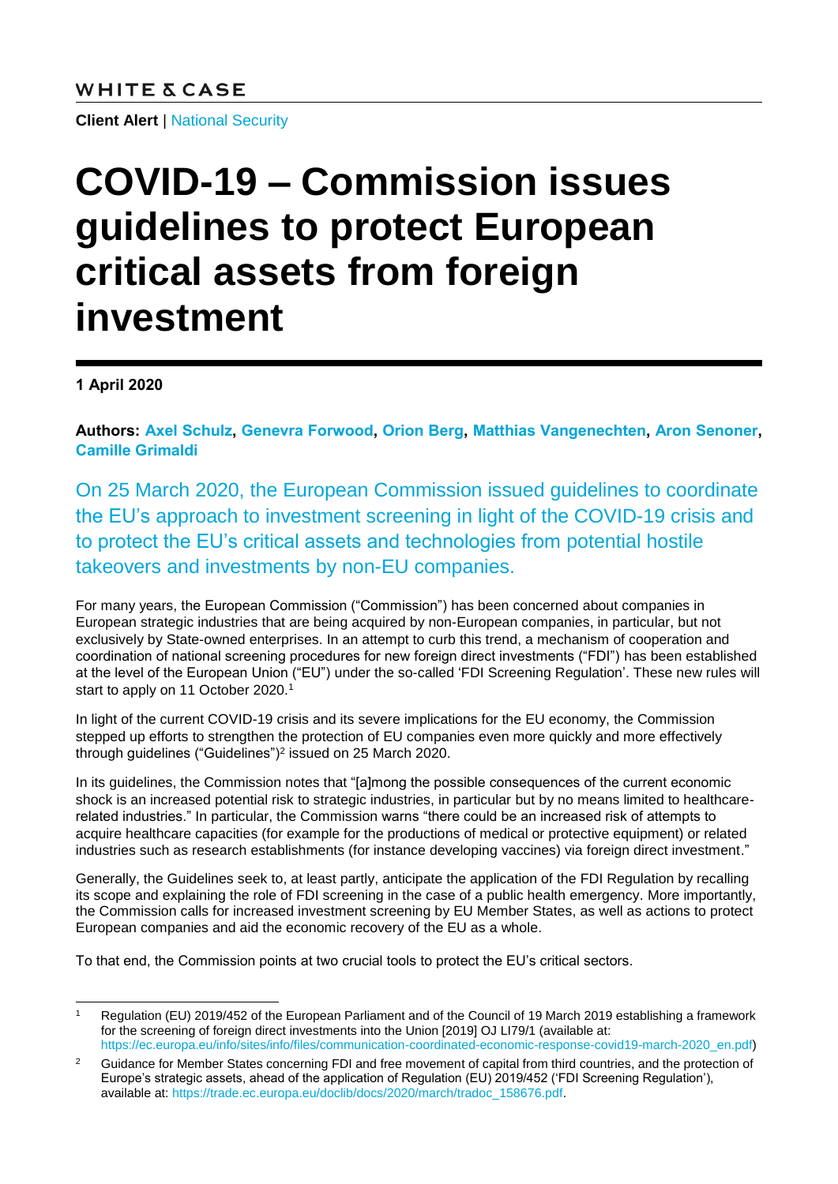WHITE & CASE

**Client Alert** | National Security

# COVID-19 – Commission issues guidelines to protect European critical assets from foreign investment

**1 April 2020**

**Authors: Axel Schulz, Genevra Forwood, Orion Berg, Matthias Vangenechten, Aron Senoner, Camille Grimaldi**

On 25 March 2020, the European Commission issued guidelines to coordinate the EU's approach to investment screening in light of the COVID-19 crisis and to protect the EU's critical assets and technologies from potential hostile takeovers and investments by non-EU companies.

For many years, the European Commission ("Commission") has been concerned about companies in European strategic industries that are being acquired by non-European companies, in particular, but not exclusively by State-owned enterprises. In an attempt to curb this trend, a mechanism of cooperation and coordination of national screening procedures for new foreign direct investments ("FDI") has been established at the level of the European Union ("EU") under the so-called 'FDI Screening Regulation'. These new rules will start to apply on 11 October 2020.[1]

In light of the current COVID-19 crisis and its severe implications for the EU economy, the Commission stepped up efforts to strengthen the protection of EU companies even more quickly and more effectively through guidelines ("Guidelines")[2] issued on 25 March 2020.

In its guidelines, the Commission notes that "[a]mong the possible consequences of the current economic shock is an increased potential risk to strategic industries, in particular but by no means limited to healthcare-related industries." In particular, the Commission warns "there could be an increased risk of attempts to acquire healthcare capacities (for example for the productions of medical or protective equipment) or related industries such as research establishments (for instance developing vaccines) via foreign direct investment."

Generally, the Guidelines seek to, at least partly, anticipate the application of the FDI Regulation by recalling its scope and explaining the role of FDI screening in the case of a public health emergency. More importantly, the Commission calls for increased investment screening by EU Member States, as well as actions to protect European companies and aid the economic recovery of the EU as a whole.

To that end, the Commission points at two crucial tools to protect the EU's critical sectors.

---

[1] Regulation (EU) 2019/452 of the European Parliament and of the Council of 19 March 2019 establishing a framework for the screening of foreign direct investments into the Union [2019] OJ LI79/1 (available at: https://ec.europa.eu/info/sites/info/files/communication-coordinated-economic-response-covid19-march-2020_en.pdf)

[2] Guidance for Member States concerning FDI and free movement of capital from third countries, and the protection of Europe's strategic assets, ahead of the application of Regulation (EU) 2019/452 ('FDI Screening Regulation'), available at: https://trade.ec.europa.eu/doclib/docs/2020/march/tradoc_158676.pdf.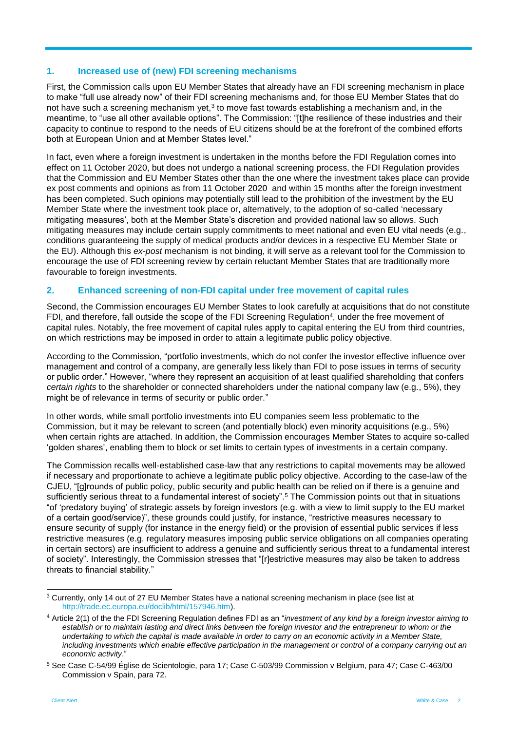## 1. Increased use of (new) FDI screening mechanisms

First, the Commission calls upon EU Member States that already have an FDI screening mechanism in place to make "full use already now" of their FDI screening mechanisms and, for those EU Member States that do not have such a screening mechanism yet,[3] to move fast towards establishing a mechanism and, in the meantime, to "use all other available options". The Commission: "[t]he resilience of these industries and their capacity to continue to respond to the needs of EU citizens should be at the forefront of the combined efforts both at European Union and at Member States level."

In fact, even where a foreign investment is undertaken in the months before the FDI Regulation comes into effect on 11 October 2020, but does not undergo a national screening process, the FDI Regulation provides that the Commission and EU Member States other than the one where the investment takes place can provide ex post comments and opinions as from 11 October 2020 and within 15 months after the foreign investment has been completed. Such opinions may potentially still lead to the prohibition of the investment by the EU Member State where the investment took place or, alternatively, to the adoption of so-called 'necessary mitigating measures', both at the Member State's discretion and provided national law so allows. Such mitigating measures may include certain supply commitments to meet national and even EU vital needs (e.g., conditions guaranteeing the supply of medical products and/or devices in a respective EU Member State or the EU). Although this *ex-post* mechanism is not binding, it will serve as a relevant tool for the Commission to encourage the use of FDI screening review by certain reluctant Member States that are traditionally more favourable to foreign investments.

## 2. Enhanced screening of non-FDI capital under free movement of capital rules

Second, the Commission encourages EU Member States to look carefully at acquisitions that do not constitute FDI, and therefore, fall outside the scope of the FDI Screening Regulation[4], under the free movement of capital rules. Notably, the free movement of capital rules apply to capital entering the EU from third countries, on which restrictions may be imposed in order to attain a legitimate public policy objective.

According to the Commission, "portfolio investments, which do not confer the investor effective influence over management and control of a company, are generally less likely than FDI to pose issues in terms of security or public order." However, "where they represent an acquisition of at least qualified shareholding that confers *certain rights* to the shareholder or connected shareholders under the national company law (e.g., 5%), they might be of relevance in terms of security or public order."

In other words, while small portfolio investments into EU companies seem less problematic to the Commission, but it may be relevant to screen (and potentially block) even minority acquisitions (e.g., 5%) when certain rights are attached. In addition, the Commission encourages Member States to acquire so-called 'golden shares', enabling them to block or set limits to certain types of investments in a certain company.

The Commission recalls well-established case-law that any restrictions to capital movements may be allowed if necessary and proportionate to achieve a legitimate public policy objective. According to the case-law of the CJEU, "[g]rounds of public policy, public security and public health can be relied on if there is a genuine and sufficiently serious threat to a fundamental interest of society".[5] The Commission points out that in situations "of 'predatory buying' of strategic assets by foreign investors (e.g. with a view to limit supply to the EU market of a certain good/service)", these grounds could justify, for instance, "restrictive measures necessary to ensure security of supply (for instance in the energy field) or the provision of essential public services if less restrictive measures (e.g. regulatory measures imposing public service obligations on all companies operating in certain sectors) are insufficient to address a genuine and sufficiently serious threat to a fundamental interest of society". Interestingly, the Commission stresses that "[r]estrictive measures may also be taken to address threats to financial stability."

---

[3] Currently, only 14 out of 27 EU Member States have a national screening mechanism in place (see list at http://trade.ec.europa.eu/doclib/html/157946.htm).

[4] Article 2(1) of the the FDI Screening Regulation defines FDI as an "*investment of any kind by a foreign investor aiming to establish or to maintain lasting and direct links between the foreign investor and the entrepreneur to whom or the undertaking to which the capital is made available in order to carry on an economic activity in a Member State, including investments which enable effective participation in the management or control of a company carrying out an economic activity*."

[5] See Case C-54/99 Église de Scientologie, para 17; Case C-503/99 Commission v Belgium, para 47; Case C-463/00 Commission v Spain, para 72.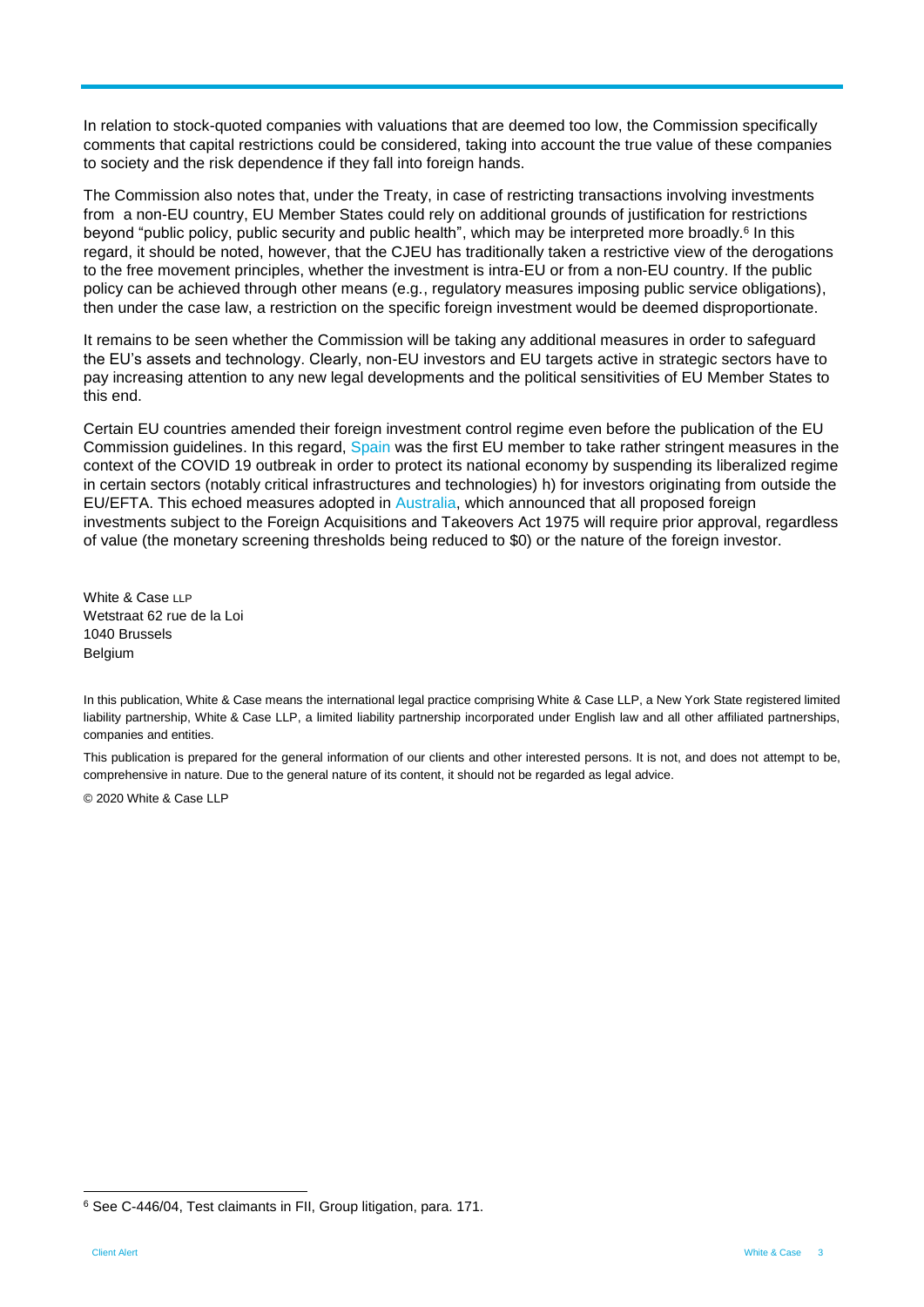In relation to stock-quoted companies with valuations that are deemed too low, the Commission specifically comments that capital restrictions could be considered, taking into account the true value of these companies to society and the risk dependence if they fall into foreign hands.

The Commission also notes that, under the Treaty, in case of restricting transactions involving investments from a non-EU country, EU Member States could rely on additional grounds of justification for restrictions beyond "public policy, public security and public health", which may be interpreted more broadly.[6] In this regard, it should be noted, however, that the CJEU has traditionally taken a restrictive view of the derogations to the free movement principles, whether the investment is intra-EU or from a non-EU country. If the public policy can be achieved through other means (e.g., regulatory measures imposing public service obligations), then under the case law, a restriction on the specific foreign investment would be deemed disproportionate.

It remains to be seen whether the Commission will be taking any additional measures in order to safeguard the EU's assets and technology. Clearly, non-EU investors and EU targets active in strategic sectors have to pay increasing attention to any new legal developments and the political sensitivities of EU Member States to this end.

Certain EU countries amended their foreign investment control regime even before the publication of the EU Commission guidelines. In this regard, Spain was the first EU member to take rather stringent measures in the context of the COVID 19 outbreak in order to protect its national economy by suspending its liberalized regime in certain sectors (notably critical infrastructures and technologies) h) for investors originating from outside the EU/EFTA. This echoed measures adopted in Australia, which announced that all proposed foreign investments subject to the Foreign Acquisitions and Takeovers Act 1975 will require prior approval, regardless of value (the monetary screening thresholds being reduced to $0) or the nature of the foreign investor.

White & Case LLP
Wetstraat 62 rue de la Loi
1040 Brussels
Belgium

In this publication, White & Case means the international legal practice comprising White & Case LLP, a New York State registered limited liability partnership, White & Case LLP, a limited liability partnership incorporated under English law and all other affiliated partnerships, companies and entities.

This publication is prepared for the general information of our clients and other interested persons. It is not, and does not attempt to be, comprehensive in nature. Due to the general nature of its content, it should not be regarded as legal advice.

© 2020 White & Case LLP

---

[6] See C-446/04, Test claimants in FII, Group litigation, para. 171.